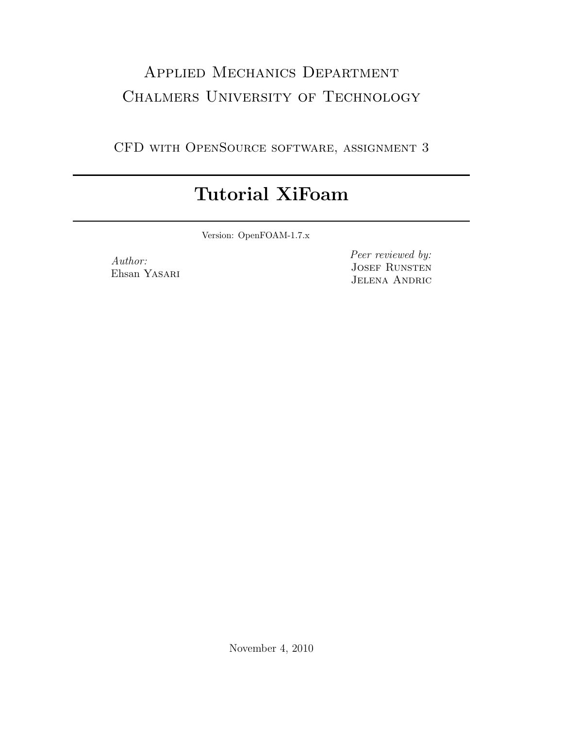Applied Mechanics Department
Chalmers University of Technology

CFD with OpenSource software, assignment 3

# Tutorial XiFoam

Version: OpenFOAM-1.7.x

*Author:*
Ehsan Yasari

*Peer reviewed by:*
Josef Runsten
Jelena Andric

November 4, 2010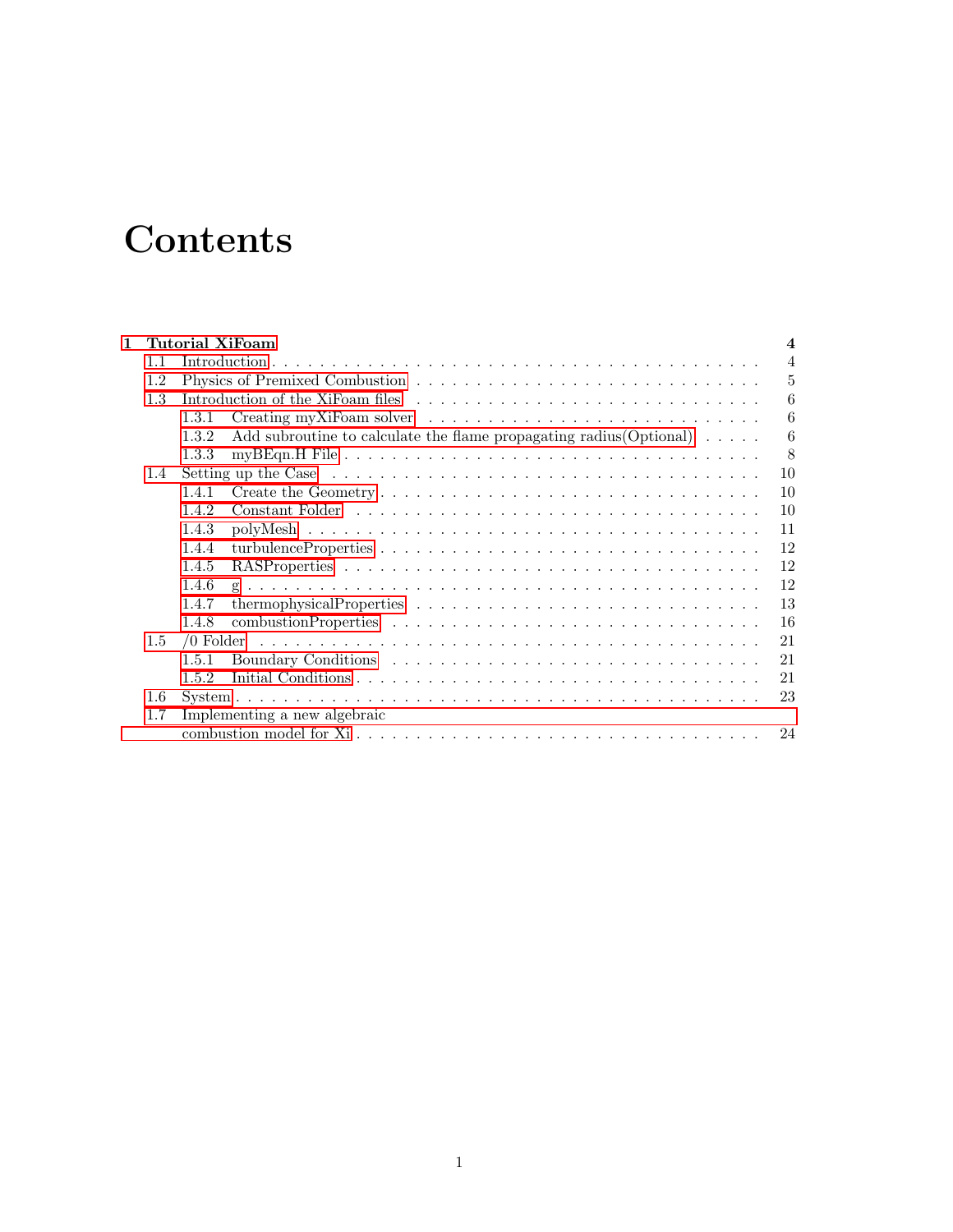# Contents

**1 Tutorial XiFoam** **4**

- 1.1 Introduction . . . . . 4
- 1.2 Physics of Premixed Combustion . . . . . 5
- 1.3 Introduction of the XiFoam files . . . . . 6
  - 1.3.1 Creating myXiFoam solver . . . . . 6
  - 1.3.2 Add subroutine to calculate the flame propagating radius(Optional) . . . . . 6
  - 1.3.3 myBEqn.H File . . . . . 8
- 1.4 Setting up the Case . . . . . 10
  - 1.4.1 Create the Geometry . . . . . 10
  - 1.4.2 Constant Folder . . . . . 10
  - 1.4.3 polyMesh . . . . . 11
  - 1.4.4 turbulenceProperties . . . . . 12
  - 1.4.5 RASProperties . . . . . 12
  - 1.4.6 g . . . . . 12
  - 1.4.7 thermophysicalProperties . . . . . 13
  - 1.4.8 combustionProperties . . . . . 16
- 1.5 /0 Folder . . . . . 21
  - 1.5.1 Boundary Conditions . . . . . 21
  - 1.5.2 Initial Conditions . . . . . 21
- 1.6 System . . . . . 23
- 1.7 Implementing a new algebraic combustion model for Xi . . . . . 24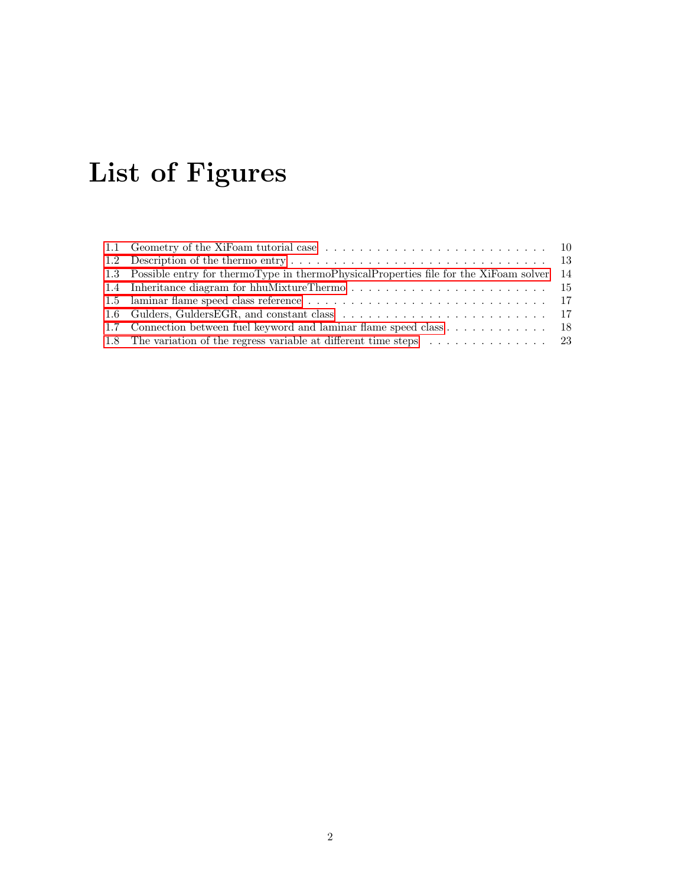# List of Figures

1.1 Geometry of the XiFoam tutorial case . . . . . . . . . . . . . . . . . . . . . . . . . . 10
1.2 Description of the thermo entry . . . . . . . . . . . . . . . . . . . . . . . . . . . . . . 13
1.3 Possible entry for thermoType in thermoPhysicalProperties file for the XiFoam solver 14
1.4 Inheritance diagram for hhuMixtureThermo . . . . . . . . . . . . . . . . . . . . . . . 15
1.5 laminar flame speed class reference . . . . . . . . . . . . . . . . . . . . . . . . . . . . 17
1.6 Gulders, GuldersEGR, and constant class . . . . . . . . . . . . . . . . . . . . . . . . 17
1.7 Connection between fuel keyword and laminar flame speed class . . . . . . . . . . . . 18
1.8 The variation of the regress variable at different time steps . . . . . . . . . . . . . . 23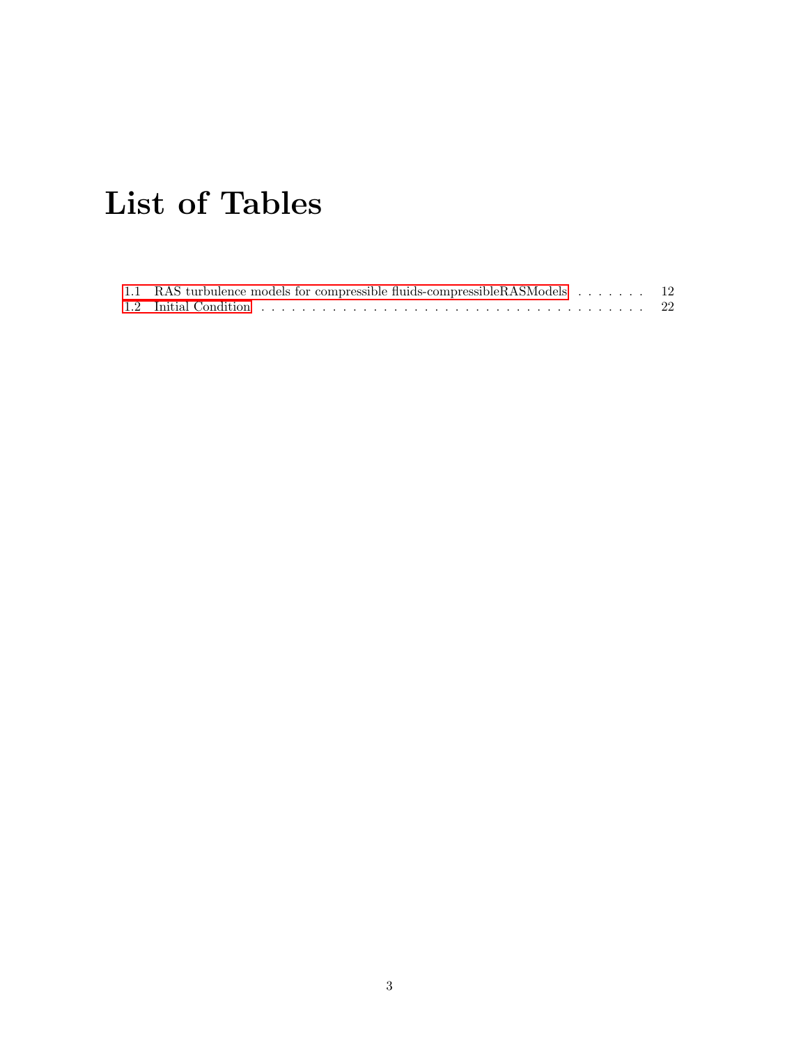# List of Tables

1.1 RAS turbulence models for compressible fluids-compressibleRASModels . . . . . . . . 12
1.2 Initial Condition . . . . . . . . . . . . . . . . . . . . . . . . . . . . . . . . . . . . . 22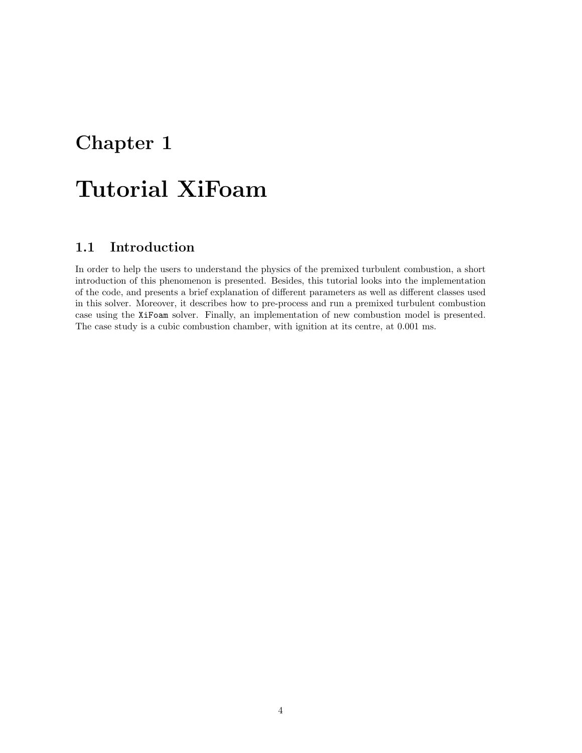# Chapter 1

# Tutorial XiFoam

## 1.1 Introduction

In order to help the users to understand the physics of the premixed turbulent combustion, a short introduction of this phenomenon is presented. Besides, this tutorial looks into the implementation of the code, and presents a brief explanation of different parameters as well as different classes used in this solver. Moreover, it describes how to pre-process and run a premixed turbulent combustion case using the `XiFoam` solver. Finally, an implementation of new combustion model is presented. The case study is a cubic combustion chamber, with ignition at its centre, at 0.001 ms.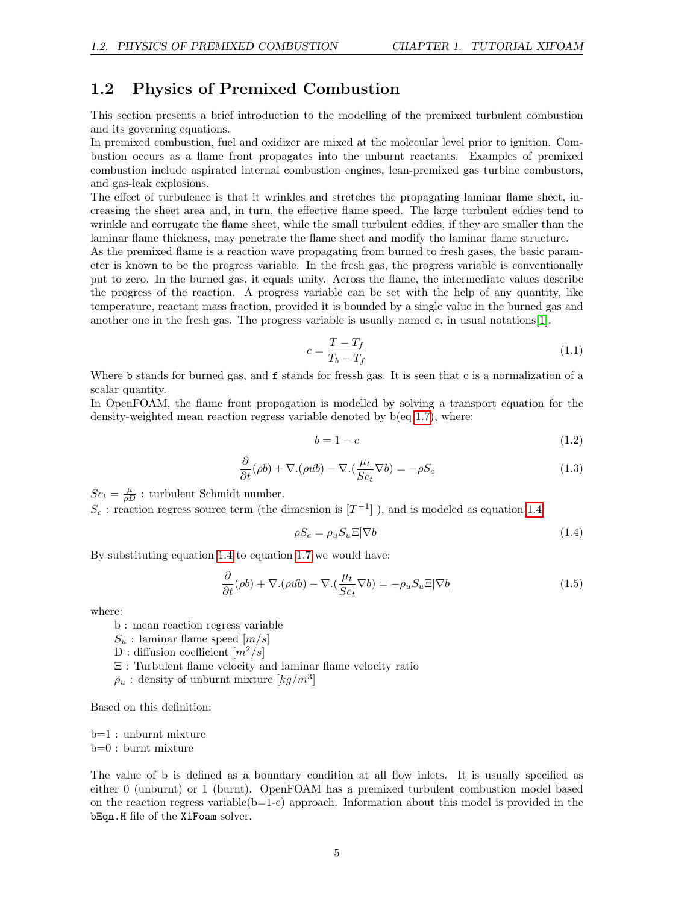## 1.2 Physics of Premixed Combustion

This section presents a brief introduction to the modelling of the premixed turbulent combustion and its governing equations.
In premixed combustion, fuel and oxidizer are mixed at the molecular level prior to ignition. Combustion occurs as a flame front propagates into the unburnt reactants. Examples of premixed combustion include aspirated internal combustion engines, lean-premixed gas turbine combustors, and gas-leak explosions.
The effect of turbulence is that it wrinkles and stretches the propagating laminar flame sheet, increasing the sheet area and, in turn, the effective flame speed. The large turbulent eddies tend to wrinkle and corrugate the flame sheet, while the small turbulent eddies, if they are smaller than the laminar flame thickness, may penetrate the flame sheet and modify the laminar flame structure.
As the premixed flame is a reaction wave propagating from burned to fresh gases, the basic parameter is known to be the progress variable. In the fresh gas, the progress variable is conventionally put to zero. In the burned gas, it equals unity. Across the flame, the intermediate values describe the progress of the reaction. A progress variable can be set with the help of any quantity, like temperature, reactant mass fraction, provided it is bounded by a single value in the burned gas and another one in the fresh gas. The progress variable is usually named c, in usual notations[1].

$$c = \frac{T - T_f}{T_b - T_f} \tag{1.1}$$

Where `b` stands for burned gas, and `f` stands for fressh gas. It is seen that c is a normalization of a scalar quantity.
In OpenFOAM, the flame front propagation is modelled by solving a transport equation for the density-weighted mean reaction regress variable denoted by b(eq 1.7), where:

$$b = 1 - c \tag{1.2}$$

$$\frac{\partial}{\partial t}(\rho b) + \nabla.(\rho \vec{u} b) - \nabla.(\frac{\mu_t}{Sc_t}\nabla b) = -\rho S_c \tag{1.3}$$

$Sc_t = \frac{\mu}{\rho D}$ : turbulent Schmidt number.
$S_c$ : reaction regress source term (the dimesnion is $[T^{-1}]$ ), and is modeled as equation 1.4:

$$\rho S_c = \rho_u S_u \Xi |\nabla b| \tag{1.4}$$

By substituting equation 1.4 to equation 1.7 we would have:

$$\frac{\partial}{\partial t}(\rho b) + \nabla.(\rho \vec{u} b) - \nabla.(\frac{\mu_t}{Sc_t}\nabla b) = -\rho_u S_u \Xi |\nabla b| \tag{1.5}$$

where:

- b : mean reaction regress variable
- $S_u$ : laminar flame speed $[m/s]$
- D : diffusion coefficient $[m^2/s]$
- $\Xi$ : Turbulent flame velocity and laminar flame velocity ratio
- $\rho_u$ : density of unburnt mixture $[kg/m^3]$

Based on this definition:

b=1 : unburnt mixture
b=0 : burnt mixture

The value of b is defined as a boundary condition at all flow inlets. It is usually specified as either 0 (unburnt) or 1 (burnt). OpenFOAM has a premixed turbulent combustion model based on the reaction regress variable(b=1-c) approach. Information about this model is provided in the `bEqn.H` file of the `XiFoam` solver.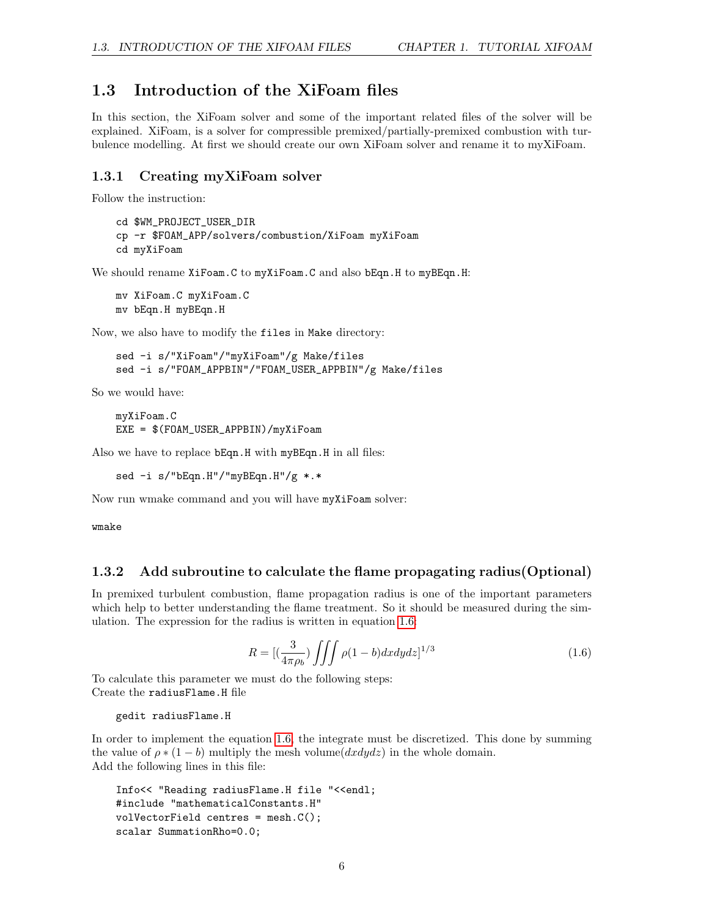## 1.3 Introduction of the XiFoam files

In this section, the XiFoam solver and some of the important related files of the solver will be explained. XiFoam, is a solver for compressible premixed/partially-premixed combustion with turbulence modelling. At first we should create our own XiFoam solver and rename it to myXiFoam.

### 1.3.1 Creating myXiFoam solver

Follow the instruction:

```
cd $WM_PROJECT_USER_DIR
cp -r $FOAM_APP/solvers/combustion/XiFoam myXiFoam
cd myXiFoam
```

We should rename `XiFoam.C` to `myXiFoam.C` and also `bEqn.H` to `myBEqn.H`:

```
mv XiFoam.C myXiFoam.C
mv bEqn.H myBEqn.H
```

Now, we also have to modify the `files` in `Make` directory:

```
sed -i s/"XiFoam"/"myXiFoam"/g Make/files
sed -i s/"FOAM_APPBIN"/"FOAM_USER_APPBIN"/g Make/files
```

So we would have:

```
myXiFoam.C
EXE = $(FOAM_USER_APPBIN)/myXiFoam
```

Also we have to replace `bEqn.H` with `myBEqn.H` in all files:

```
sed -i s/"bEqn.H"/"myBEqn.H"/g *.*
```

Now run wmake command and you will have `myXiFoam` solver:

```
wmake
```

### 1.3.2 Add subroutine to calculate the flame propagating radius(Optional)

In premixed turbulent combustion, flame propagation radius is one of the important parameters which help to better understanding the flame treatment. So it should be measured during the simulation. The expression for the radius is written in equation 1.6:

$$R = [(\frac{3}{4\pi\rho_b})\iiint \rho(1-b)dxdydz]^{1/3} \tag{1.6}$$

To calculate this parameter we must do the following steps:
Create the `radiusFlame.H` file

```
gedit radiusFlame.H
```

In order to implement the equation 1.6, the integrate must be discretized. This done by summing the value of $\rho * (1-b)$ multiply the mesh volume($dxdydz$) in the whole domain.
Add the following lines in this file:

```
Info<< "Reading radiusFlame.H file "<<endl;
#include "mathematicalConstants.H"
volVectorField centres = mesh.C();
scalar SummationRho=0.0;
```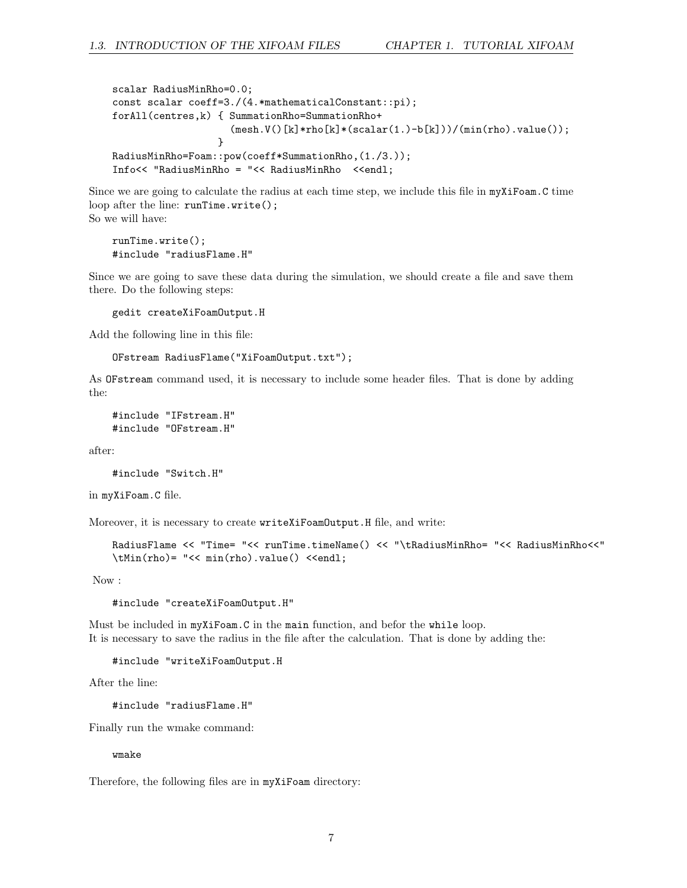```
scalar RadiusMinRho=0.0;
const scalar coeff=3./(4.*mathematicalConstant::pi);
forAll(centres,k) { SummationRho=SummationRho+
                     (mesh.V()[k]*rho[k]*(scalar(1.)-b[k]))/(min(rho).value());
                   }
RadiusMinRho=Foam::pow(coeff*SummationRho,(1./3.));
Info<< "RadiusMinRho = "<< RadiusMinRho  <<endl;
```

Since we are going to calculate the radius at each time step, we include this file in `myXiFoam.C` time loop after the line: `runTime.write();`
So we will have:

```
runTime.write();
#include "radiusFlame.H"
```

Since we are going to save these data during the simulation, we should create a file and save them there. Do the following steps:

```
gedit createXiFoamOutput.H
```

Add the following line in this file:

```
OFstream RadiusFlame("XiFoamOutput.txt");
```

As `OFstream` command used, it is necessary to include some header files. That is done by adding the:

```
#include "IFstream.H"
#include "OFstream.H"
```

after:

```
#include "Switch.H"
```

in `myXiFoam.C` file.

Moreover, it is necessary to create `writeXiFoamOutput.H` file, and write:

```
RadiusFlame << "Time= "<< runTime.timeName() << "\tRadiusMinRho= "<< RadiusMinRho<<"
\tMin(rho)= "<< min(rho).value() <<endl;
```

Now :

```
#include "createXiFoamOutput.H"
```

Must be included in `myXiFoam.C` in the `main` function, and befor the `while` loop.
It is necessary to save the radius in the file after the calculation. That is done by adding the:

```
#include "writeXiFoamOutput.H
```

After the line:

```
#include "radiusFlame.H"
```

Finally run the wmake command:

```
wmake
```

Therefore, the following files are in `myXiFoam` directory: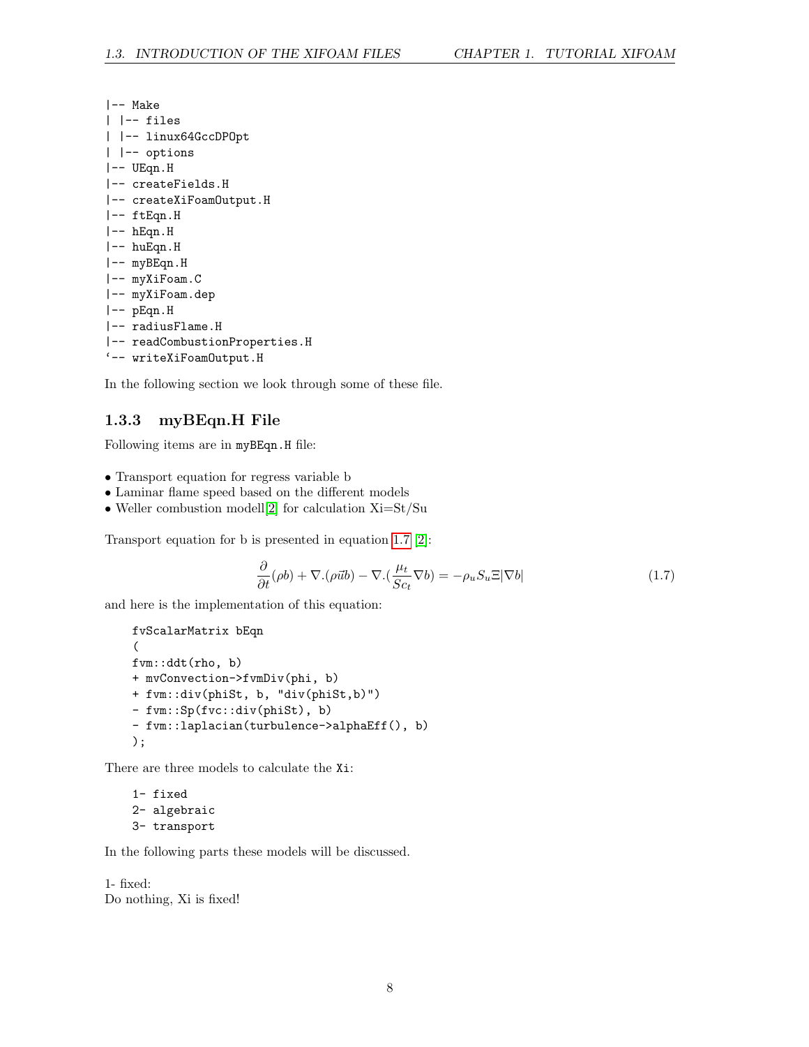```
|-- Make
| |-- files
| |-- linux64GccDPOpt
| |-- options
|-- UEqn.H
|-- createFields.H
|-- createXiFoamOutput.H
|-- ftEqn.H
|-- hEqn.H
|-- huEqn.H
|-- myBEqn.H
|-- myXiFoam.C
|-- myXiFoam.dep
|-- pEqn.H
|-- radiusFlame.H
|-- readCombustionProperties.H
`-- writeXiFoamOutput.H
```

In the following section we look through some of these file.

### 1.3.3 myBEqn.H File

Following items are in `myBEqn.H` file:

- Transport equation for regress variable b
- Laminar flame speed based on the different models
- Weller combustion modell[2] for calculation Xi=St/Su

Transport equation for b is presented in equation 1.7 [2]:

$$\frac{\partial}{\partial t}(\rho b) + \nabla.(\rho \vec{u} b) - \nabla.(\frac{\mu_t}{Sc_t} \nabla b) = -\rho_u S_u \Xi |\nabla b| \tag{1.7}$$

and here is the implementation of this equation:

```
fvScalarMatrix bEqn
(
fvm::ddt(rho, b)
+ mvConvection->fvmDiv(phi, b)
+ fvm::div(phiSt, b, "div(phiSt,b)")
- fvm::Sp(fvc::div(phiSt), b)
- fvm::laplacian(turbulence->alphaEff(), b)
);
```

There are three models to calculate the `Xi`:

```
1- fixed
2- algebraic
3- transport
```

In the following parts these models will be discussed.

1- fixed:
Do nothing, Xi is fixed!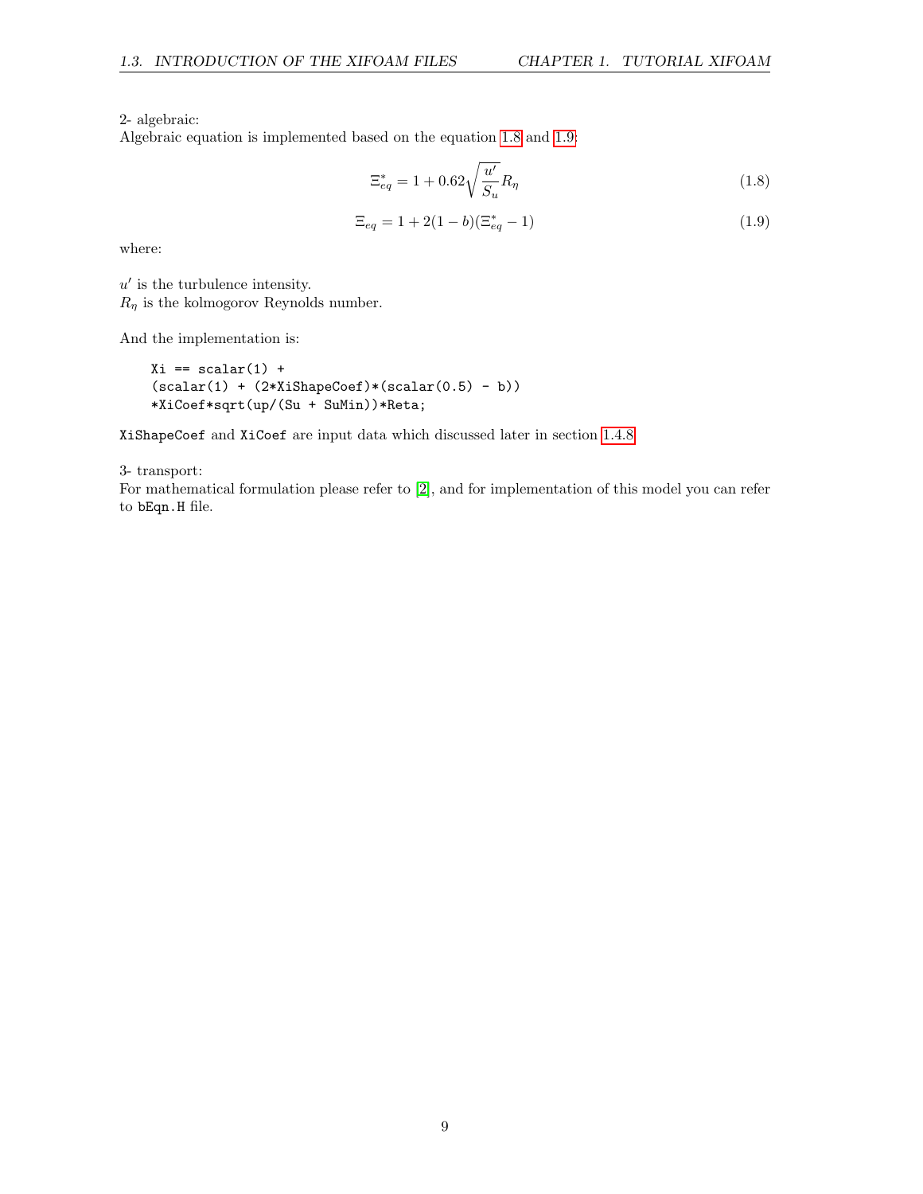2- algebraic:
Algebraic equation is implemented based on the equation 1.8 and 1.9:

$$\Xi^*_{eq} = 1 + 0.62\sqrt{\frac{u'}{S_u}}R_\eta \tag{1.8}$$

$$\Xi_{eq} = 1 + 2(1-b)(\Xi^*_{eq} - 1) \tag{1.9}$$

where:

$u'$ is the turbulence intensity.
$R_\eta$ is the kolmogorov Reynolds number.

And the implementation is:

```
Xi == scalar(1) +
(scalar(1) + (2*XiShapeCoef)*(scalar(0.5) - b))
*XiCoef*sqrt(up/(Su + SuMin))*Reta;
```

`XiShapeCoef` and `XiCoef` are input data which discussed later in section 1.4.8

3- transport:
For mathematical formulation please refer to [2], and for implementation of this model you can refer to `bEqn.H` file.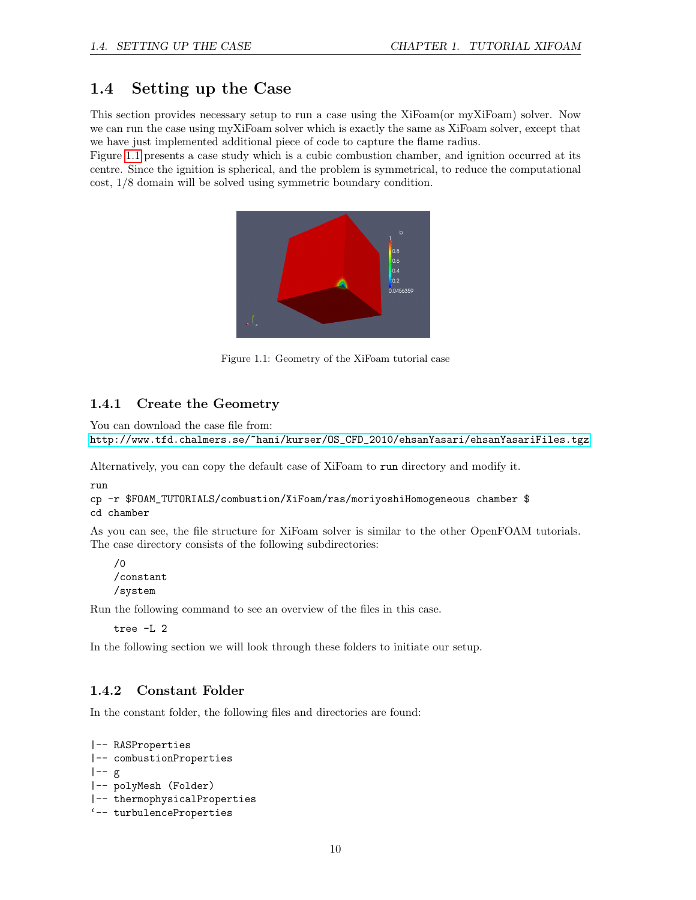## 1.4 Setting up the Case

This section provides necessary setup to run a case using the XiFoam(or myXiFoam) solver. Now we can run the case using myXiFoam solver which is exactly the same as XiFoam solver, except that we have just implemented additional piece of code to capture the flame radius.
Figure 1.1 presents a case study which is a cubic combustion chamber, and ignition occurred at its centre. Since the ignition is spherical, and the problem is symmetrical, to reduce the computational cost, 1/8 domain will be solved using symmetric boundary condition.

Figure 1.1: Geometry of the XiFoam tutorial case

### 1.4.1 Create the Geometry

You can download the case file from:
http://www.tfd.chalmers.se/~hani/kurser/OS_CFD_2010/ehsanYasari/ehsanYasariFiles.tgz

Alternatively, you can copy the default case of XiFoam to `run` directory and modify it.

```
run
cp -r $FOAM_TUTORIALS/combustion/XiFoam/ras/moriyoshiHomogeneous chamber $
cd chamber
```

As you can see, the file structure for XiFoam solver is similar to the other OpenFOAM tutorials. The case directory consists of the following subdirectories:

```
/0
/constant
/system
```

Run the following command to see an overview of the files in this case.

```
tree -L 2
```

In the following section we will look through these folders to initiate our setup.

### 1.4.2 Constant Folder

In the constant folder, the following files and directories are found:

```
|-- RASProperties
|-- combustionProperties
|-- g
|-- polyMesh (Folder)
|-- thermophysicalProperties
`-- turbulenceProperties
```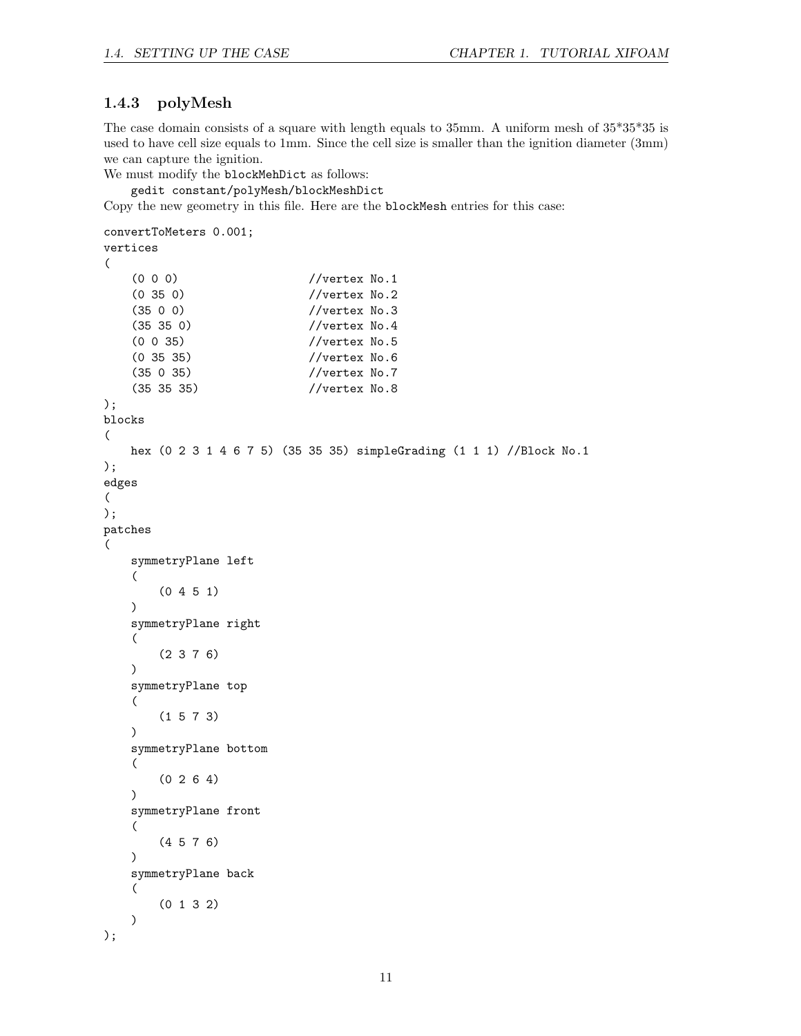### 1.4.3 polyMesh

The case domain consists of a square with length equals to 35mm. A uniform mesh of 35*35*35 is used to have cell size equals to 1mm. Since the cell size is smaller than the ignition diameter (3mm) we can capture the ignition.

We must modify the `blockMehDict` as follows:

```
gedit constant/polyMesh/blockMeshDict
```

Copy the new geometry in this file. Here are the `blockMesh` entries for this case:

```
convertToMeters 0.001;
vertices
(
    (0 0 0)                 //vertex No.1
    (0 35 0)                //vertex No.2
    (35 0 0)                //vertex No.3
    (35 35 0)               //vertex No.4
    (0 0 35)                //vertex No.5
    (0 35 35)               //vertex No.6
    (35 0 35)               //vertex No.7
    (35 35 35)              //vertex No.8
);
blocks
(
    hex (0 2 3 1 4 6 7 5) (35 35 35) simpleGrading (1 1 1) //Block No.1
);
edges
(
);
patches
(
    symmetryPlane left
    (
        (0 4 5 1)
    )
    symmetryPlane right
    (
        (2 3 7 6)
    )
    symmetryPlane top
    (
        (1 5 7 3)
    )
    symmetryPlane bottom
    (
        (0 2 6 4)
    )
    symmetryPlane front
    (
        (4 5 7 6)
    )
    symmetryPlane back
    (
        (0 1 3 2)
    )
);
```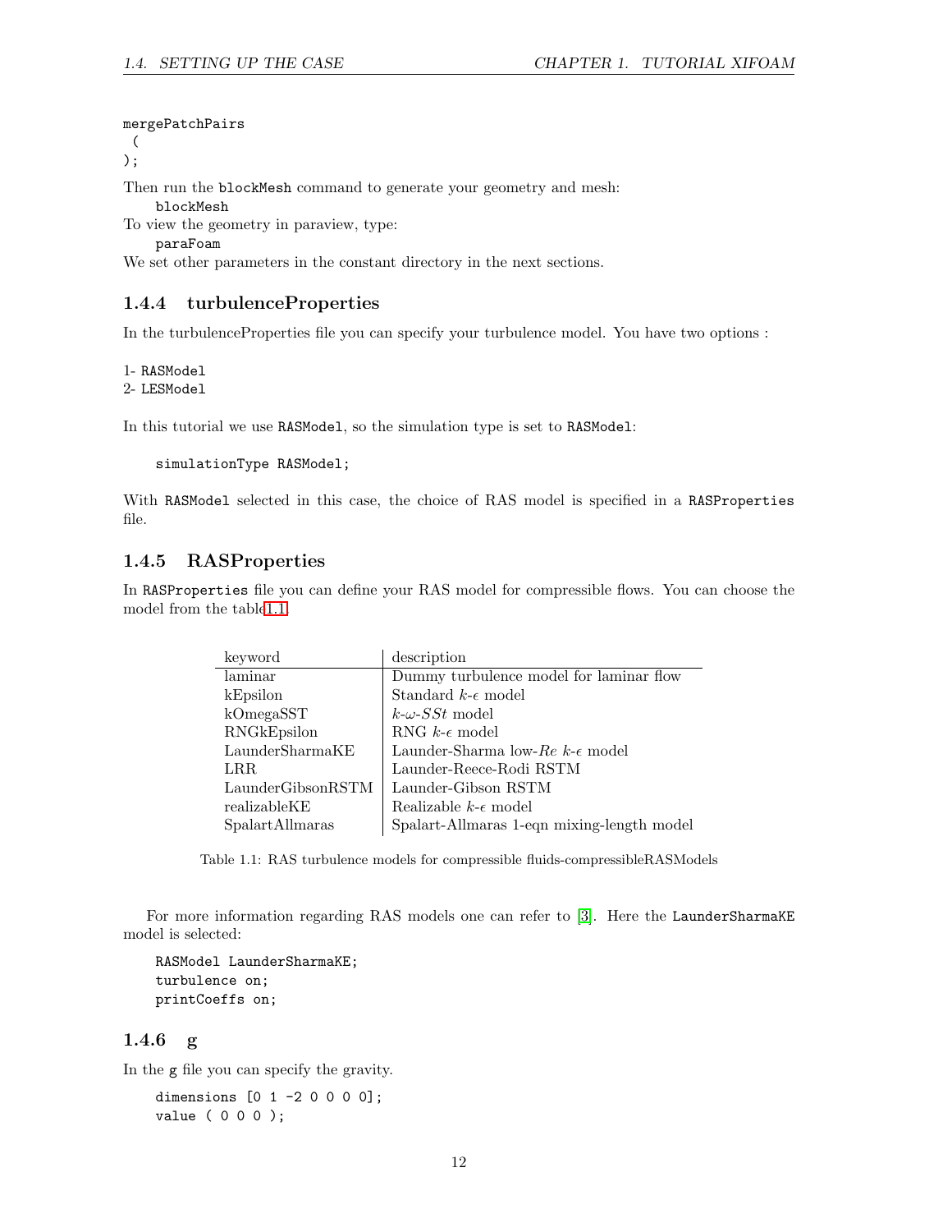```
mergePatchPairs
 (
);
```

Then run the `blockMesh` command to generate your geometry and mesh:

```
blockMesh
```

To view the geometry in paraview, type:

```
paraFoam
```

We set other parameters in the constant directory in the next sections.

### 1.4.4 turbulenceProperties

In the turbulenceProperties file you can specify your turbulence model. You have two options :

1- `RASModel`
2- `LESModel`

In this tutorial we use `RASModel`, so the simulation type is set to `RASModel`:

```
simulationType RASModel;
```

With `RASModel` selected in this case, the choice of RAS model is specified in a `RASProperties` file.

### 1.4.5 RASProperties

In `RASProperties` file you can define your RAS model for compressible flows. You can choose the model from the table1.1.

| keyword | description |
|---|---|
| laminar | Dummy turbulence model for laminar flow |
| kEpsilon | Standard $k$-$\epsilon$ model |
| kOmegaSST | $k$-$\omega$-$SSt$ model |
| RNGkEpsilon | RNG $k$-$\epsilon$ model |
| LaunderSharmaKE | Launder-Sharma low-$Re$ $k$-$\epsilon$ model |
| LRR | Launder-Reece-Rodi RSTM |
| LaunderGibsonRSTM | Launder-Gibson RSTM |
| realizableKE | Realizable $k$-$\epsilon$ model |
| SpalartAllmaras | Spalart-Allmaras 1-eqn mixing-length model |

Table 1.1: RAS turbulence models for compressible fluids-compressibleRASModels

For more information regarding RAS models one can refer to [3]. Here the `LaunderSharmaKE` model is selected:

```
RASModel LaunderSharmaKE;
turbulence on;
printCoeffs on;
```

### 1.4.6 g

In the `g` file you can specify the gravity.

```
dimensions [0 1 -2 0 0 0 0];
value ( 0 0 0 );
```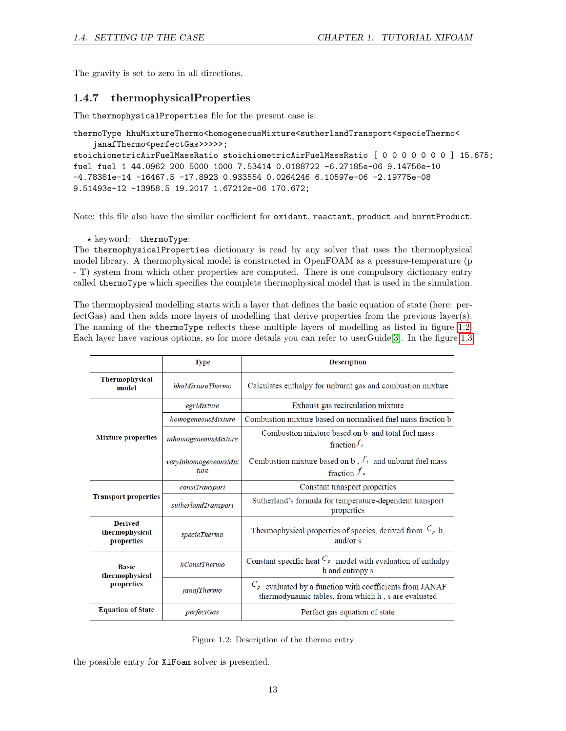The gravity is set to zero in all directions.

### 1.4.7 thermophysicalProperties

The `thermophysicalProperties` file for the present case is:

```
thermoType hhuMixtureThermo<homogeneousMixture<sutherlandTransport<specieThermo<
    janafThermo<perfectGas>>>>>;
stoichiometricAirFuelMassRatio stoichiometricAirFuelMassRatio [ 0 0 0 0 0 0 0 ] 15.675;
fuel fuel 1 44.0962 200 5000 1000 7.53414 0.0188722 -6.27185e-06 9.14756e-10
-4.78381e-14 -16467.5 -17.8923 0.933554 0.0264246 6.10597e-06 -2.19775e-08
9.51493e-12 -13958.5 19.2017 1.67212e-06 170.672;
```

Note: this file also have the similar coefficient for `oxidant`, `reactant`, `product` and `burntProduct`.

⋆ keyword: `thermoType`:

The `thermophysicalProperties` dictionary is read by any solver that uses the thermophysical model library. A thermophysical model is constructed in OpenFOAM as a pressure-temperature (p - T) system from which other properties are computed. There is one compulsory dictionary entry called `thermoType` which specifies the complete thermophysical model that is used in the simulation.

The thermophysical modelling starts with a layer that defines the basic equation of state (here: perfectGas) and then adds more layers of modelling that derive properties from the previous layer(s). The naming of the `thermoType` reflects these multiple layers of modelling as listed in figure 1.2. Each layer have various options, so for more details you can refer to userGuide[3]. In the figure 1.3 the possible entry for `XiFoam` solver is presented.

| | Type | Description |
|---|---|---|
| **Thermophysical model** | *hhuMixtureThermo* | Calculates enthalpy for unburnt gas and combustion mixture |
| **Mixture properties** | *egrMixture* | Exhaust gas recirculation mixture |
| | *homogeneousMixture* | Combustion mixture based on normalised fuel mass fraction b |
| | *inhomogeneousMixture* | Combustion mixture based on b and total fuel mass fraction $f_t$ |
| | *veryInhomogeneousMixture* | Combustion mixture based on b, $f_t$ and unburnt fuel mass fraction $f_u$ |
| **Transport properties** | *constTransport* | Constant transport properties |
| | *sutherlandTransport* | Sutherland's formula for temperature-dependent transport properties |
| **Derived thermophysical properties** | *specieThermo* | Thermophysical properties of species, derived from $C_p$ h, and/or s |
| **Basic thermophysical properties** | *hConstThermo* | Constant specific heat $C_p$ model with evaluation of enthalpy h and entropy s |
| | *janafThermo* | $C_p$ evaluated by a function with coefficients from JANAF thermodynamic tables, from which h, s are evaluated |
| **Equation of State** | *perfectGas* | Perfect gas equation of state |

Figure 1.2: Description of the thermo entry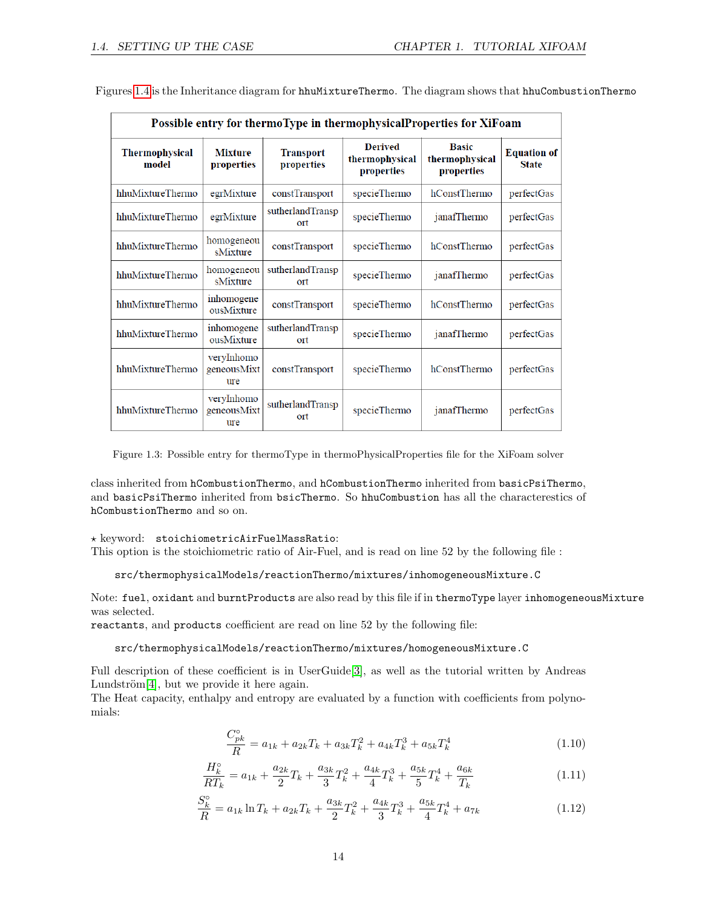Figures 1.4 is the Inheritance diagram for `hhuMixtureThermo`. The diagram shows that `hhuCombustionThermo`

| Possible entry for thermoType in thermophysicalProperties for XiFoam | | | | | |
|---|---|---|---|---|---|
| **Thermophysical model** | **Mixture properties** | **Transport properties** | **Derived thermophysical properties** | **Basic thermophysical properties** | **Equation of State** |
| hhuMixtureThermo | egrMixture | constTransport | specieThermo | hConstThermo | perfectGas |
| hhuMixtureThermo | egrMixture | sutherlandTransport | specieThermo | janafThermo | perfectGas |
| hhuMixtureThermo | homogeneousMixture | constTransport | specieThermo | hConstThermo | perfectGas |
| hhuMixtureThermo | homogeneousMixture | sutherlandTransport | specieThermo | janafThermo | perfectGas |
| hhuMixtureThermo | inhomogeneousMixture | constTransport | specieThermo | hConstThermo | perfectGas |
| hhuMixtureThermo | inhomogeneousMixture | sutherlandTransport | specieThermo | janafThermo | perfectGas |
| hhuMixtureThermo | veryInhomogeneousMixture | constTransport | specieThermo | hConstThermo | perfectGas |
| hhuMixtureThermo | veryInhomogeneousMixture | sutherlandTransport | specieThermo | janafThermo | perfectGas |

Figure 1.3: Possible entry for thermoType in thermoPhysicalProperties file for the XiFoam solver

class inherited from `hCombustionThermo`, and `hCombustionThermo` inherited from `basicPsiThermo`, and `basicPsiThermo` inherited from `bsicThermo`. So `hhuCombustion` has all the characterestics of `hCombustionThermo` and so on.

⋆ keyword: `stoichiometricAirFuelMassRatio`:
This option is the stoichiometric ratio of Air-Fuel, and is read on line 52 by the following file :

```
src/thermophysicalModels/reactionThermo/mixtures/inhomogeneousMixture.C
```

Note: `fuel`, `oxidant` and `burntProducts` are also read by this file if in `thermoType` layer `inhomogeneousMixture` was selected.
`reactants`, and `products` coefficient are read on line 52 by the following file:

```
src/thermophysicalModels/reactionThermo/mixtures/homogeneousMixture.C
```

Full description of these coefficient is in UserGuide[3], as well as the tutorial written by Andreas Lundström[4], but we provide it here again.
The Heat capacity, enthalpy and entropy are evaluated by a function with coefficients from polynomials:

$$\frac{C^{\circ}_{pk}}{R} = a_{1k} + a_{2k}T_k + a_{3k}T_k^2 + a_{4k}T_k^3 + a_{5k}T_k^4 \tag{1.10}$$

$$\frac{H^{\circ}_k}{RT_k} = a_{1k} + \frac{a_{2k}}{2}T_k + \frac{a_{3k}}{3}T_k^2 + \frac{a_{4k}}{4}T_k^3 + \frac{a_{5k}}{5}T_k^4 + \frac{a_{6k}}{T_k} \tag{1.11}$$

$$\frac{S^{\circ}_k}{R} = a_{1k}\ln T_k + a_{2k}T_k + \frac{a_{3k}}{2}T_k^2 + \frac{a_{4k}}{3}T_k^3 + \frac{a_{5k}}{4}T_k^4 + a_{7k} \tag{1.12}$$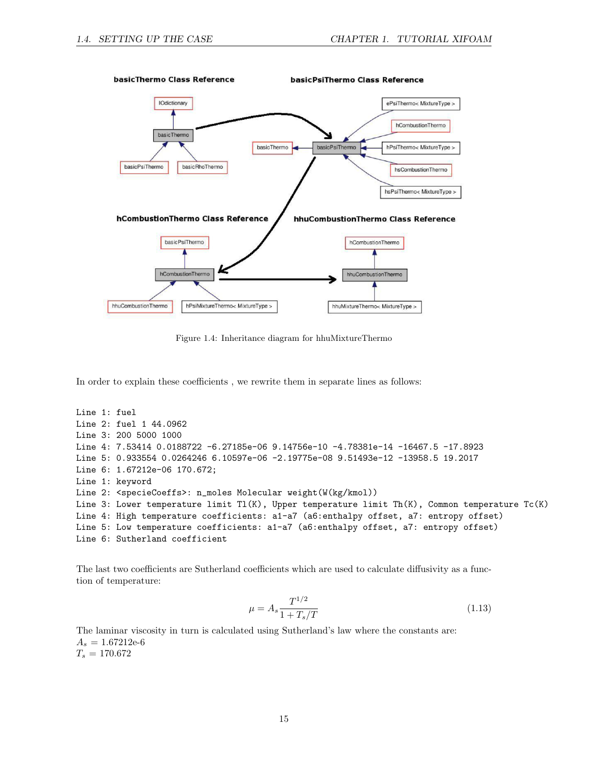Figure 1.4: Inheritance diagram for hhuMixtureThermo

In order to explain these coefficients , we rewrite them in separate lines as follows:

```
Line 1: fuel
Line 2: fuel 1 44.0962
Line 3: 200 5000 1000
Line 4: 7.53414 0.0188722 -6.27185e-06 9.14756e-10 -4.78381e-14 -16467.5 -17.8923
Line 5: 0.933554 0.0264246 6.10597e-06 -2.19775e-08 9.51493e-12 -13958.5 19.2017
Line 6: 1.67212e-06 170.672;
Line 1: keyword
Line 2: <specieCoeffs>: n_moles Molecular weight(W(kg/kmol))
Line 3: Lower temperature limit Tl(K), Upper temperature limit Th(K), Common temperature Tc(K)
Line 4: High temperature coefficients: a1-a7 (a6:enthalpy offset, a7: entropy offset)
Line 5: Low temperature coefficients: a1-a7 (a6:enthalpy offset, a7: entropy offset)
Line 6: Sutherland coefficient
```

The last two coefficients are Sutherland coefficients which are used to calculate diffusivity as a function of temperature:

$$\mu = A_s \frac{T^{1/2}}{1 + T_s/T} \tag{1.13}$$

The laminar viscosity in turn is calculated using Sutherland's law where the constants are:
$A_s$ = 1.67212e-6
$T_s$ = 170.672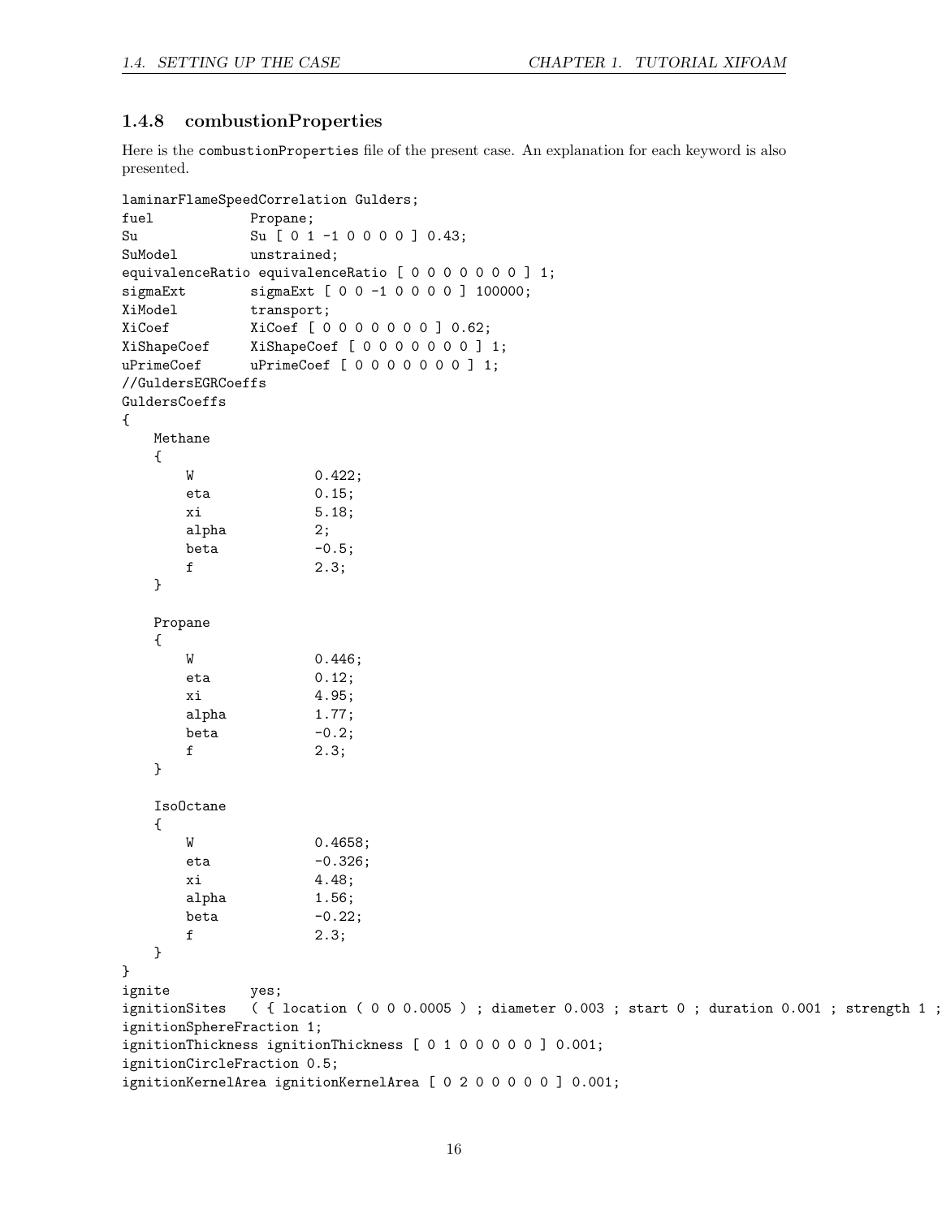### 1.4.8 combustionProperties

Here is the `combustionProperties` file of the present case. An explanation for each keyword is also presented.

```
laminarFlameSpeedCorrelation Gulders;
fuel            Propane;
Su              Su [ 0 1 -1 0 0 0 0 ] 0.43;
SuModel         unstrained;
equivalenceRatio equivalenceRatio [ 0 0 0 0 0 0 0 ] 1;
sigmaExt        sigmaExt [ 0 0 -1 0 0 0 0 ] 100000;
XiModel         transport;
XiCoef          XiCoef [ 0 0 0 0 0 0 0 ] 0.62;
XiShapeCoef     XiShapeCoef [ 0 0 0 0 0 0 0 ] 1;
uPrimeCoef      uPrimeCoef [ 0 0 0 0 0 0 0 ] 1;
//GuldersEGRCoeffs
GuldersCoeffs
{
    Methane
    {
        W               0.422;
        eta             0.15;
        xi              5.18;
        alpha           2;
        beta            -0.5;
        f               2.3;
    }

    Propane
    {
        W               0.446;
        eta             0.12;
        xi              4.95;
        alpha           1.77;
        beta            -0.2;
        f               2.3;
    }

    IsoOctane
    {
        W               0.4658;
        eta             -0.326;
        xi              4.48;
        alpha           1.56;
        beta            -0.22;
        f               2.3;
    }
}
ignite          yes;
ignitionSites   ( { location ( 0 0 0.0005 ) ; diameter 0.003 ; start 0 ; duration 0.001 ; strength 1 ;
ignitionSphereFraction 1;
ignitionThickness ignitionThickness [ 0 1 0 0 0 0 0 ] 0.001;
ignitionCircleFraction 0.5;
ignitionKernelArea ignitionKernelArea [ 0 2 0 0 0 0 0 ] 0.001;
```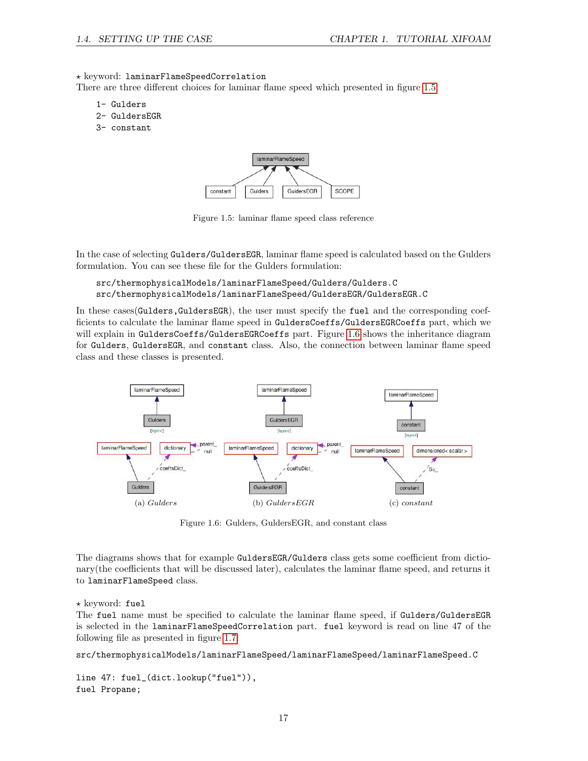⋆ keyword: `laminarFlameSpeedCorrelation`
There are three different choices for laminar flame speed which presented in figure 1.5

```
1- Gulders
2- GuldersEGR
3- constant
```

Figure 1.5: laminar flame speed class reference

In the case of selecting `Gulders/GuldersEGR`, laminar flame speed is calculated based on the Gulders formulation. You can see these file for the Gulders formulation:

```
src/thermophysicalModels/laminarFlameSpeed/Gulders/Gulders.C
src/thermophysicalModels/laminarFlameSpeed/GuldersEGR/GuldersEGR.C
```

In these cases(`Gulders,GuldersEGR`), the user must specify the `fuel` and the corresponding coefficients to calculate the laminar flame speed in `GuldersCoeffs/GuldersEGRCoeffs` part, which we will explain in `GuldersCoeffs/GuldersEGRCoeffs` part. Figure 1.6 shows the inheritance diagram for `Gulders`, `GuldersEGR`, and `constant` class. Also, the connection between laminar flame speed class and these classes is presented.

(a) *Gulders* (b) *GuldersEGR* (c) *constant*

Figure 1.6: Gulders, GuldersEGR, and constant class

The diagrams shows that for example `GuldersEGR/Gulders` class gets some coefficient from dictionary(the coefficients that will be discussed later), calculates the laminar flame speed, and returns it to `laminarFlameSpeed` class.

⋆ keyword: `fuel`
The `fuel` name must be specified to calculate the laminar flame speed, if `Gulders/GuldersEGR` is selected in the `laminarFlameSpeedCorrelation` part. `fuel` keyword is read on line 47 of the following file as presented in figure 1.7:

```
src/thermophysicalModels/laminarFlameSpeed/laminarFlameSpeed/laminarFlameSpeed.C
```

```
line 47: fuel_(dict.lookup("fuel")),
fuel Propane;
```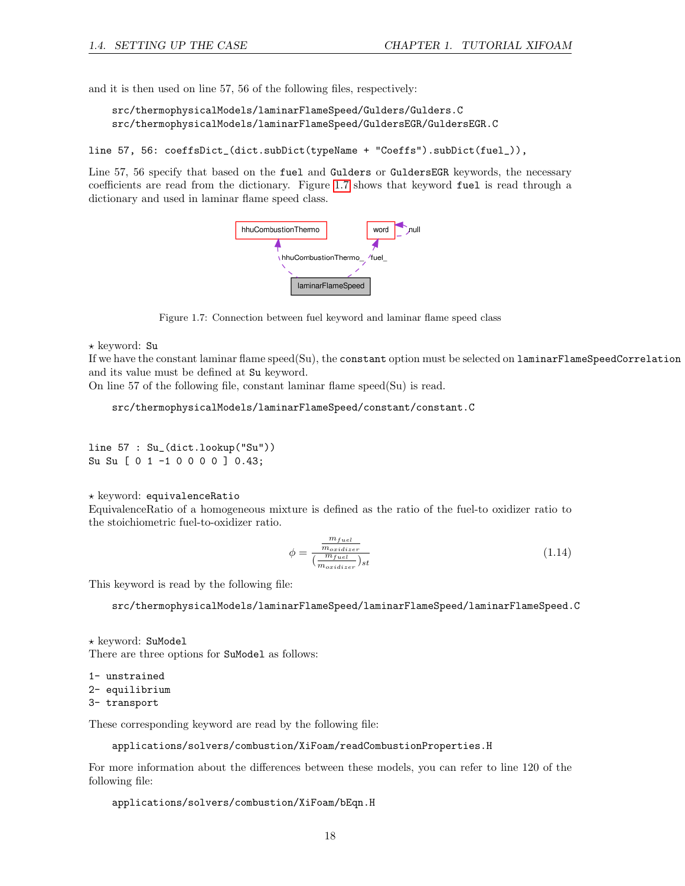and it is then used on line 57, 56 of the following files, respectively:

```
src/thermophysicalModels/laminarFlameSpeed/Gulders/Gulders.C
src/thermophysicalModels/laminarFlameSpeed/GuldersEGR/GuldersEGR.C
```

```
line 57, 56: coeffsDict_(dict.subDict(typeName + "Coeffs").subDict(fuel_)),
```

Line 57, 56 specify that based on the `fuel` and `Gulders` or `GuldersEGR` keywords, the necessary coefficients are read from the dictionary. Figure 1.7 shows that keyword `fuel` is read through a dictionary and used in laminar flame speed class.

Figure 1.7: Connection between fuel keyword and laminar flame speed class

⋆ keyword: `Su`
If we have the constant laminar flame speed(Su), the `constant` option must be selected on `laminarFlameSpeedCorrelation` and its value must be defined at `Su` keyword.
On line 57 of the following file, constant laminar flame speed(Su) is read.

```
src/thermophysicalModels/laminarFlameSpeed/constant/constant.C
```

```
line 57 : Su_(dict.lookup("Su"))
Su Su [ 0 1 -1 0 0 0 0 ] 0.43;
```

⋆ keyword: `equivalenceRatio`
EquivalenceRatio of a homogeneous mixture is defined as the ratio of the fuel-to oxidizer ratio to the stoichiometric fuel-to-oxidizer ratio.

$$\phi = \frac{\frac{m_{fuel}}{m_{oxidizer}}}{(\frac{m_{fuel}}{m_{oxidizer}})_{st}} \tag{1.14}$$

This keyword is read by the following file:

```
src/thermophysicalModels/laminarFlameSpeed/laminarFlameSpeed/laminarFlameSpeed.C
```

⋆ keyword: `SuModel`
There are three options for `SuModel` as follows:

```
1- unstrained
2- equilibrium
3- transport
```

These corresponding keyword are read by the following file:

```
applications/solvers/combustion/XiFoam/readCombustionProperties.H
```

For more information about the differences between these models, you can refer to line 120 of the following file:

```
applications/solvers/combustion/XiFoam/bEqn.H
```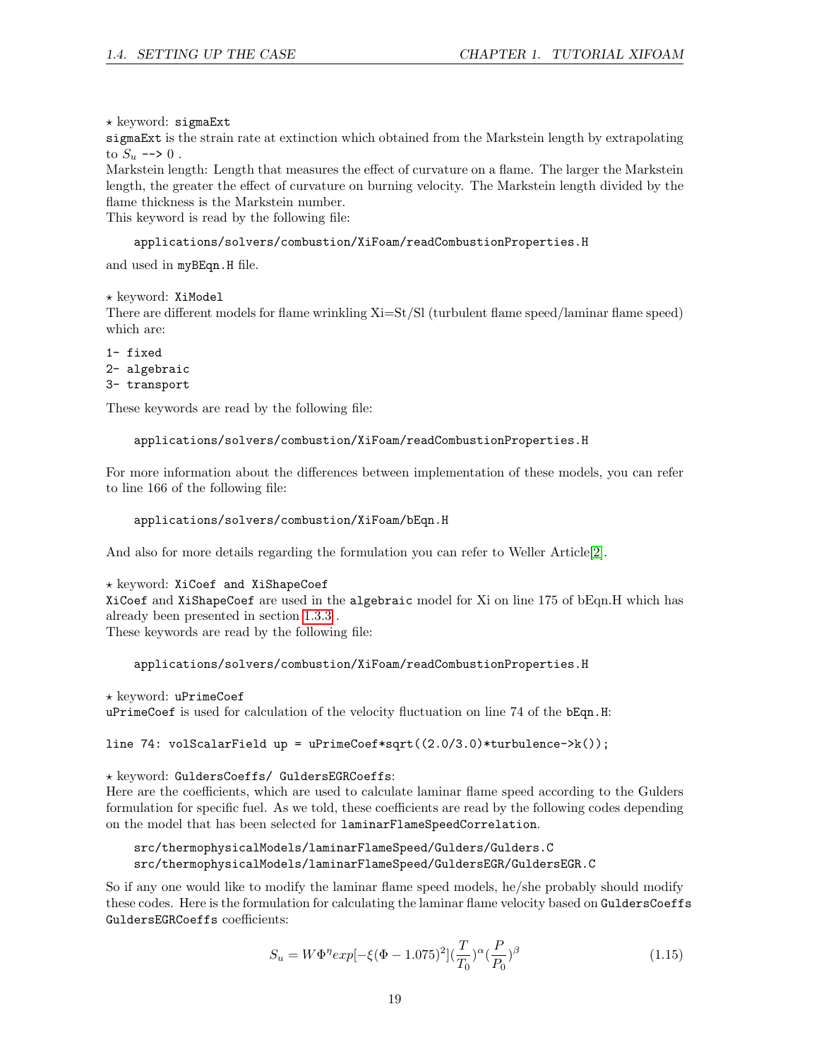⋆ keyword: `sigmaExt`

`sigmaExt` is the strain rate at extinction which obtained from the Markstein length by extrapolating to $S_u$ `-->` 0 .

Markstein length: Length that measures the effect of curvature on a flame. The larger the Markstein length, the greater the effect of curvature on burning velocity. The Markstein length divided by the flame thickness is the Markstein number.

This keyword is read by the following file:

```
applications/solvers/combustion/XiFoam/readCombustionProperties.H
```

and used in `myBEqn.H` file.

⋆ keyword: `XiModel`

There are different models for flame wrinkling Xi=St/Sl (turbulent flame speed/laminar flame speed) which are:

```
1- fixed
2- algebraic
3- transport
```

These keywords are read by the following file:

```
applications/solvers/combustion/XiFoam/readCombustionProperties.H
```

For more information about the differences between implementation of these models, you can refer to line 166 of the following file:

```
applications/solvers/combustion/XiFoam/bEqn.H
```

And also for more details regarding the formulation you can refer to Weller Article[2].

⋆ keyword: `XiCoef and XiShapeCoef`

`XiCoef` and `XiShapeCoef` are used in the `algebraic` model for Xi on line 175 of bEqn.H which has already been presented in section 1.3.3 .

These keywords are read by the following file:

```
applications/solvers/combustion/XiFoam/readCombustionProperties.H
```

⋆ keyword: `uPrimeCoef`

`uPrimeCoef` is used for calculation of the velocity fluctuation on line 74 of the `bEqn.H`:

```
line 74: volScalarField up = uPrimeCoef*sqrt((2.0/3.0)*turbulence->k());
```

⋆ keyword: `GuldersCoeffs/ GuldersEGRCoeffs`:

Here are the coefficients, which are used to calculate laminar flame speed according to the Gulders formulation for specific fuel. As we told, these coefficients are read by the following codes depending on the model that has been selected for `laminarFlameSpeedCorrelation`.

```
src/thermophysicalModels/laminarFlameSpeed/Gulders/Gulders.C
src/thermophysicalModels/laminarFlameSpeed/GuldersEGR/GuldersEGR.C
```

So if any one would like to modify the laminar flame speed models, he/she probably should modify these codes. Here is the formulation for calculating the laminar flame velocity based on `GuldersCoeffs GuldersEGRCoeffs` coefficients:

$$S_u = W\Phi^{\eta} exp[-\xi(\Phi - 1.075)^2](\frac{T}{T_0})^{\alpha}(\frac{P}{P_0})^{\beta} \tag{1.15}$$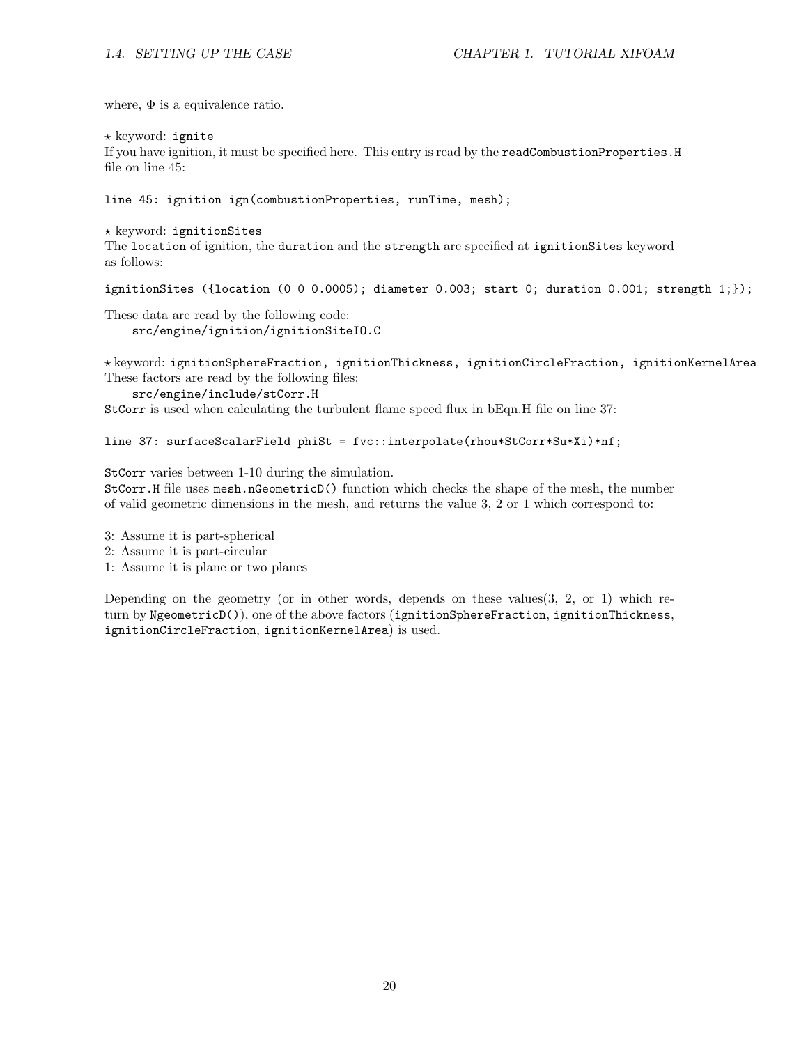where, $\Phi$ is a equivalence ratio.

⋆ keyword: `ignite`
If you have ignition, it must be specified here. This entry is read by the `readCombustionProperties.H` file on line 45:

```
line 45: ignition ign(combustionProperties, runTime, mesh);
```

⋆ keyword: `ignitionSites`
The `location` of ignition, the `duration` and the `strength` are specified at `ignitionSites` keyword as follows:

```
ignitionSites ({location (0 0 0.0005); diameter 0.003; start 0; duration 0.001; strength 1;});
```

These data are read by the following code:
`src/engine/ignition/ignitionSiteIO.C`

⋆ keyword: `ignitionSphereFraction, ignitionThickness, ignitionCircleFraction, ignitionKernelArea`
These factors are read by the following files:
`src/engine/include/stCorr.H`
`StCorr` is used when calculating the turbulent flame speed flux in bEqn.H file on line 37:

```
line 37: surfaceScalarField phiSt = fvc::interpolate(rhou*StCorr*Su*Xi)*nf;
```

`StCorr` varies between 1-10 during the simulation.
`StCorr.H` file uses `mesh.nGeometricD()` function which checks the shape of the mesh, the number of valid geometric dimensions in the mesh, and returns the value 3, 2 or 1 which correspond to:

3: Assume it is part-spherical
2: Assume it is part-circular
1: Assume it is plane or two planes

Depending on the geometry (or in other words, depends on these values(3, 2, or 1) which return by `NgeometricD()`), one of the above factors (`ignitionSphereFraction`, `ignitionThickness`, `ignitionCircleFraction`, `ignitionKernelArea`) is used.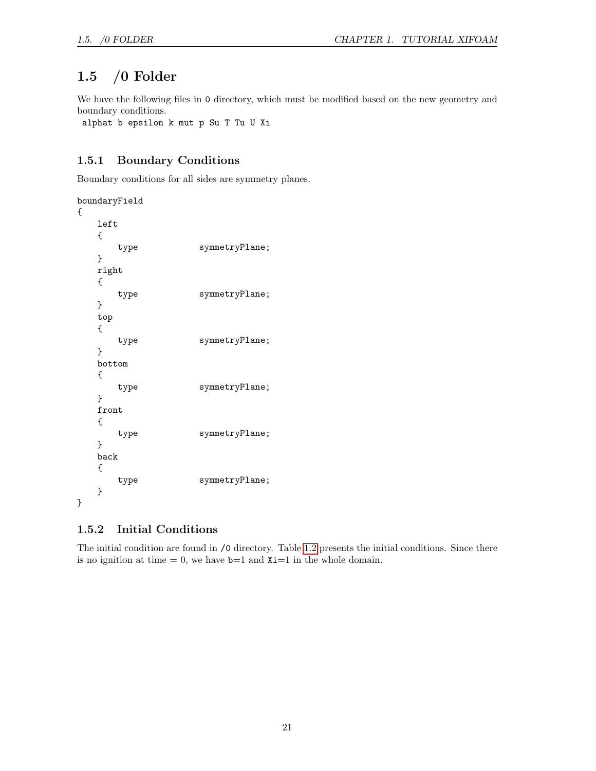## 1.5 /0 Folder

We have the following files in `0` directory, which must be modified based on the new geometry and boundary conditions.

```
alphat b epsilon k mut p Su T Tu U Xi
```

### 1.5.1 Boundary Conditions

Boundary conditions for all sides are symmetry planes.

```
boundaryField
{
    left
    {
        type            symmetryPlane;
    }
    right
    {
        type            symmetryPlane;
    }
    top
    {
        type            symmetryPlane;
    }
    bottom
    {
        type            symmetryPlane;
    }
    front
    {
        type            symmetryPlane;
    }
    back
    {
        type            symmetryPlane;
    }
}
```

### 1.5.2 Initial Conditions

The initial condition are found in `/0` directory. Table 1.2 presents the initial conditions. Since there is no ignition at time = 0, we have `b`=1 and `Xi`=1 in the whole domain.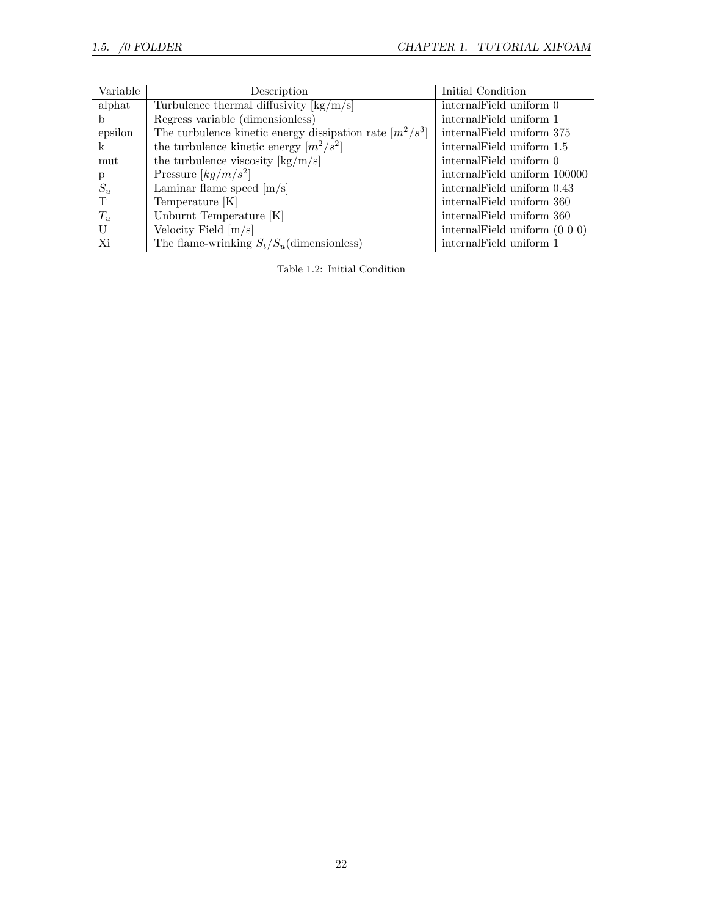| Variable | Description | Initial Condition |
|---|---|---|
| alphat | Turbulence thermal diffusivity [kg/m/s] | internalField uniform 0 |
| b | Regress variable (dimensionless) | internalField uniform 1 |
| epsilon | The turbulence kinetic energy dissipation rate $[m^2/s^3]$ | internalField uniform 375 |
| k | the turbulence kinetic energy $[m^2/s^2]$ | internalField uniform 1.5 |
| mut | the turbulence viscosity [kg/m/s] | internalField uniform 0 |
| p | Pressure $[kg/m/s^2]$ | internalField uniform 100000 |
| $S_u$ | Laminar flame speed [m/s] | internalField uniform 0.43 |
| T | Temperature [K] | internalField uniform 360 |
| $T_u$ | Unburnt Temperature [K] | internalField uniform 360 |
| U | Velocity Field [m/s] | internalField uniform (0 0 0) |
| Xi | The flame-wrinking $S_t/S_u$(dimensionless) | internalField uniform 1 |

Table 1.2: Initial Condition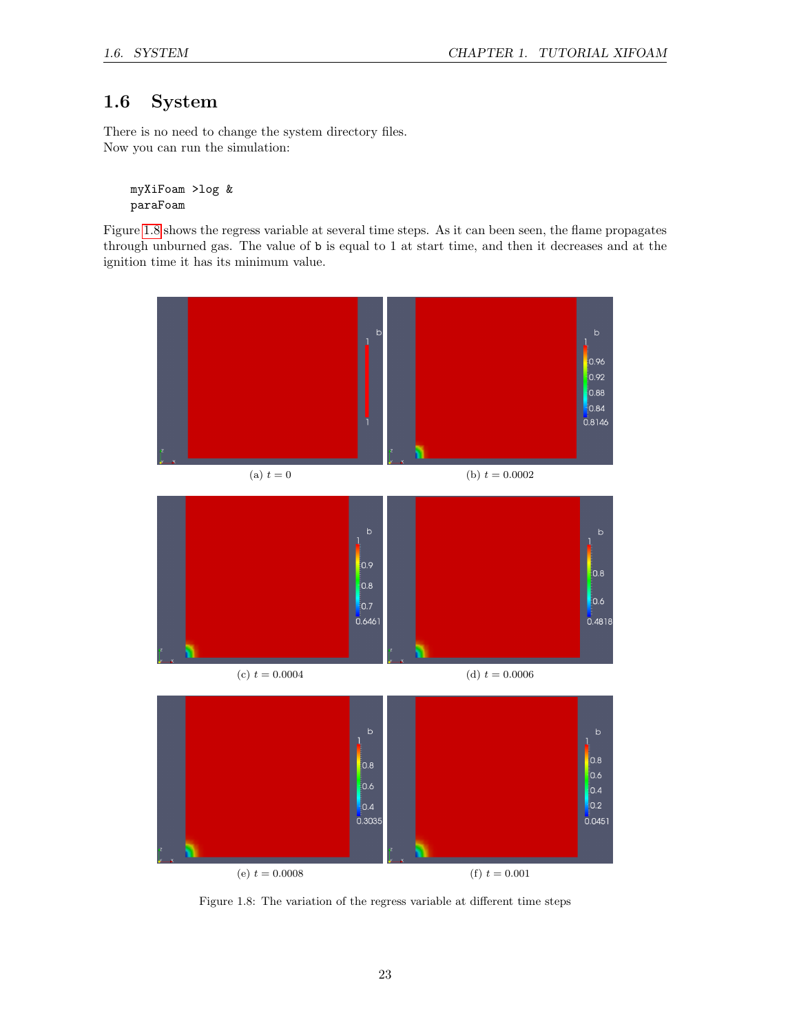## 1.6 System

There is no need to change the system directory files.
Now you can run the simulation:

```
myXiFoam >log &
paraFoam
```

Figure 1.8 shows the regress variable at several time steps. As it can been seen, the flame propagates through unburned gas. The value of b is equal to 1 at start time, and then it decreases and at the ignition time it has its minimum value.

(a) $t = 0$

(b) $t = 0.0002$

(c) $t = 0.0004$

(d) $t = 0.0006$

(e) $t = 0.0008$

(f) $t = 0.001$

Figure 1.8: The variation of the regress variable at different time steps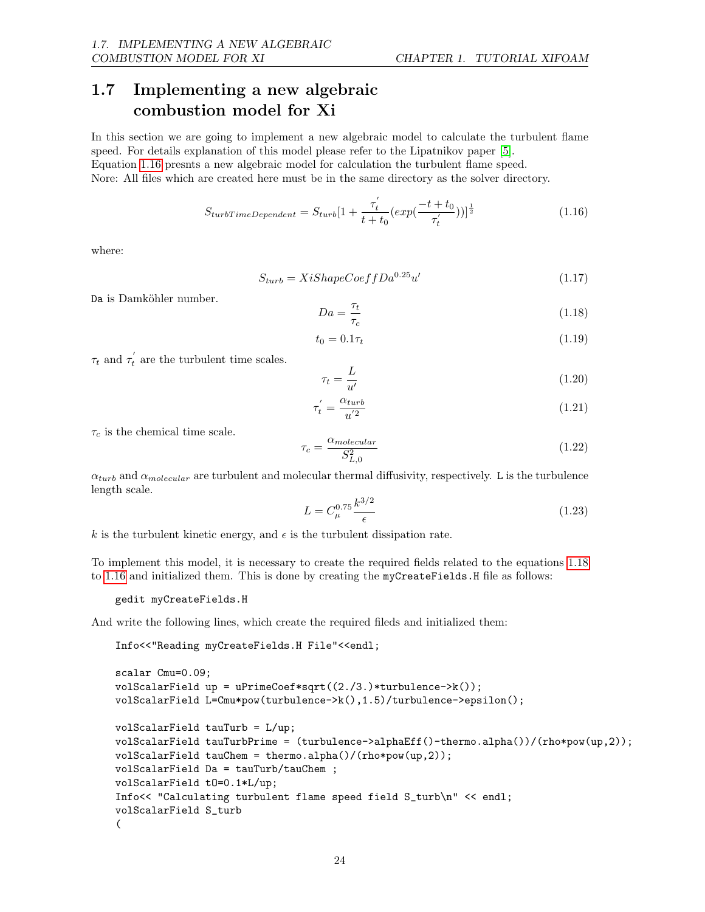## 1.7 Implementing a new algebraic combustion model for Xi

In this section we are going to implement a new algebraic model to calculate the turbulent flame speed. For details explanation of this model please refer to the Lipatnikov paper [5].
Equation 1.16 presnts a new algebraic model for calculation the turbulent flame speed.
Nore: All files which are created here must be in the same directory as the solver directory.

$$S_{turbTimeDependent} = S_{turb}[1 + \frac{\tau_t^{'}}{t + t_0}(exp(\frac{-t + t_0}{\tau_t^{'}}))]^{\frac{1}{2}} \tag{1.16}$$

where:

$$S_{turb} = XiShapeCoeffDa^{0.25}u' \tag{1.17}$$

`Da` is Damköhler number.

$$Da = \frac{\tau_t}{\tau_c} \tag{1.18}$$

$$t_0 = 0.1\tau_t \tag{1.19}$$

$\tau_t$ and $\tau_t^{'}$ are the turbulent time scales.

$$\tau_t = \frac{L}{u'} \tag{1.20}$$

$$\tau_t^{'} = \frac{\alpha_{turb}}{u'^2} \tag{1.21}$$

$\tau_c$ is the chemical time scale.

$$\tau_c = \frac{\alpha_{molecular}}{S_{L,0}^2} \tag{1.22}$$

$\alpha_{turb}$ and $\alpha_{molecular}$ are turbulent and molecular thermal diffusivity, respectively. `L` is the turbulence length scale.

$$L = C_\mu^{0.75}\frac{k^{3/2}}{\epsilon} \tag{1.23}$$

$k$ is the turbulent kinetic energy, and $\epsilon$ is the turbulent dissipation rate.

To implement this model, it is necessary to create the required fields related to the equations 1.18 to 1.16 and initialized them. This is done by creating the `myCreateFields.H` file as follows:

```
gedit myCreateFields.H
```

And write the following lines, which create the required fileds and initialized them:

```
Info<<"Reading myCreateFields.H File"<<endl;

scalar Cmu=0.09;
volScalarField up = uPrimeCoef*sqrt((2./3.)*turbulence->k());
volScalarField L=Cmu*pow(turbulence->k(),1.5)/turbulence->epsilon();

volScalarField tauTurb = L/up;
volScalarField tauTurbPrime = (turbulence->alphaEff()-thermo.alpha())/(rho*pow(up,2));
volScalarField tauChem = thermo.alpha()/(rho*pow(up,2));
volScalarField Da = tauTurb/tauChem ;
volScalarField tO=0.1*L/up;
Info<< "Calculating turbulent flame speed field S_turb\n" << endl;
volScalarField S_turb
(
```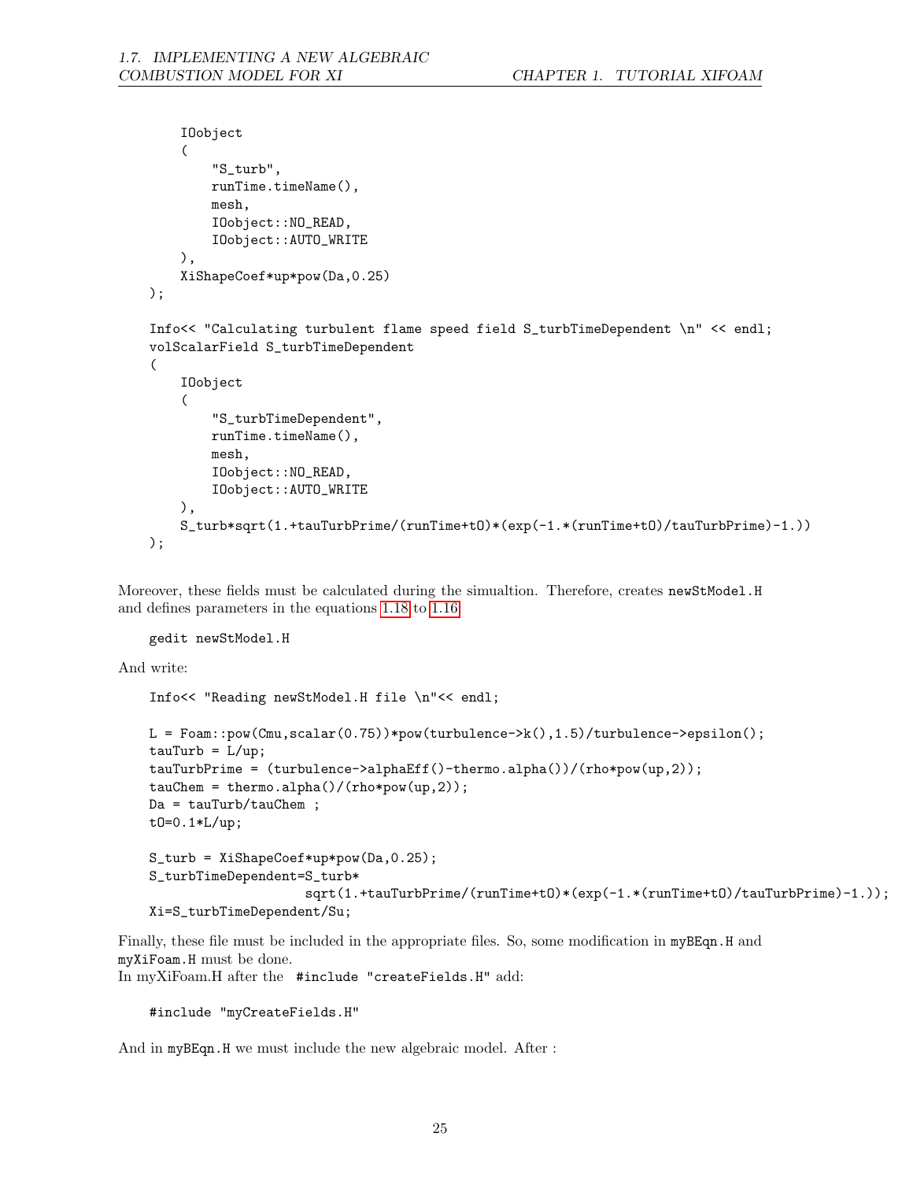```
    IOobject
    (
        "S_turb",
        runTime.timeName(),
        mesh,
        IOobject::NO_READ,
        IOobject::AUTO_WRITE
    ),
    XiShapeCoef*up*pow(Da,0.25)
);

Info<< "Calculating turbulent flame speed field S_turbTimeDependent \n" << endl;
volScalarField S_turbTimeDependent
(
    IOobject
    (
        "S_turbTimeDependent",
        runTime.timeName(),
        mesh,
        IOobject::NO_READ,
        IOobject::AUTO_WRITE
    ),
    S_turb*sqrt(1.+tauTurbPrime/(runTime+t0)*(exp(-1.*(runTime+t0)/tauTurbPrime)-1.))
);
```

Moreover, these fields must be calculated during the simualtion. Therefore, creates `newStModel.H` and defines parameters in the equations 1.18 to 1.16

```
gedit newStModel.H
```

And write:

```
Info<< "Reading newStModel.H file \n"<< endl;

L = Foam::pow(Cmu,scalar(0.75))*pow(turbulence->k(),1.5)/turbulence->epsilon();
tauTurb = L/up;
tauTurbPrime = (turbulence->alphaEff()-thermo.alpha())/(rho*pow(up,2));
tauChem = thermo.alpha()/(rho*pow(up,2));
Da = tauTurb/tauChem ;
t0=0.1*L/up;

S_turb = XiShapeCoef*up*pow(Da,0.25);
S_turbTimeDependent=S_turb*
                    sqrt(1.+tauTurbPrime/(runTime+t0)*(exp(-1.*(runTime+t0)/tauTurbPrime)-1.));
Xi=S_turbTimeDependent/Su;
```

Finally, these file must be included in the appropriate files. So, some modification in `myBEqn.H` and `myXiFoam.H` must be done.
In myXiFoam.H after the `#include "createFields.H"` add:

```
#include "myCreateFields.H"
```

And in `myBEqn.H` we must include the new algebraic model. After :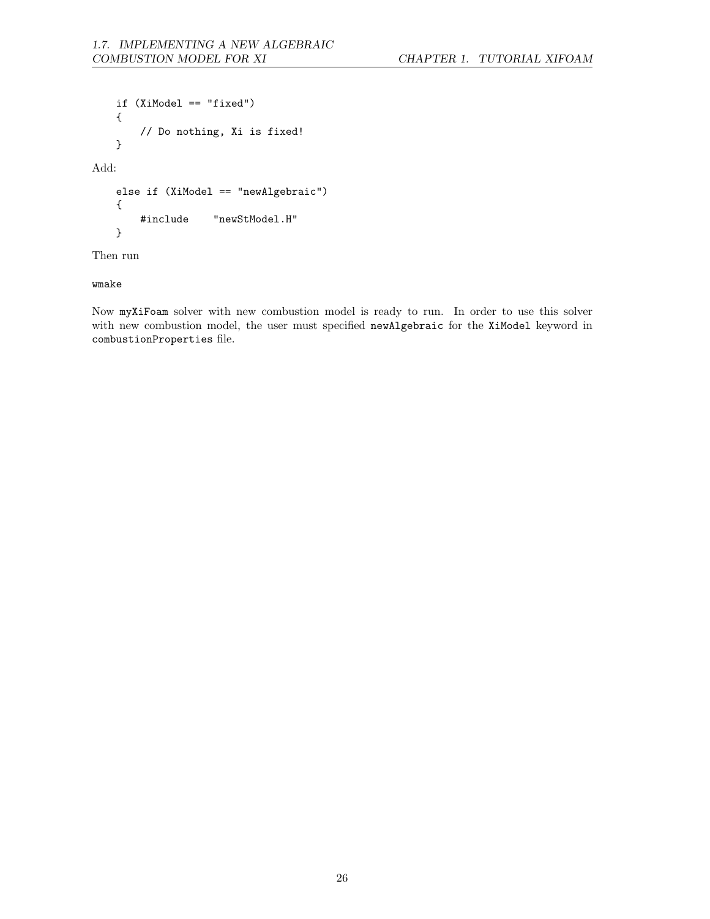```
if (XiModel == "fixed")
{
    // Do nothing, Xi is fixed!
}
```

Add:

```
else if (XiModel == "newAlgebraic")
{
    #include    "newStModel.H"
}
```

Then run

```
wmake
```

Now `myXiFoam` solver with new combustion model is ready to run. In order to use this solver with new combustion model, the user must specified `newAlgebraic` for the `XiModel` keyword in `combustionProperties` file.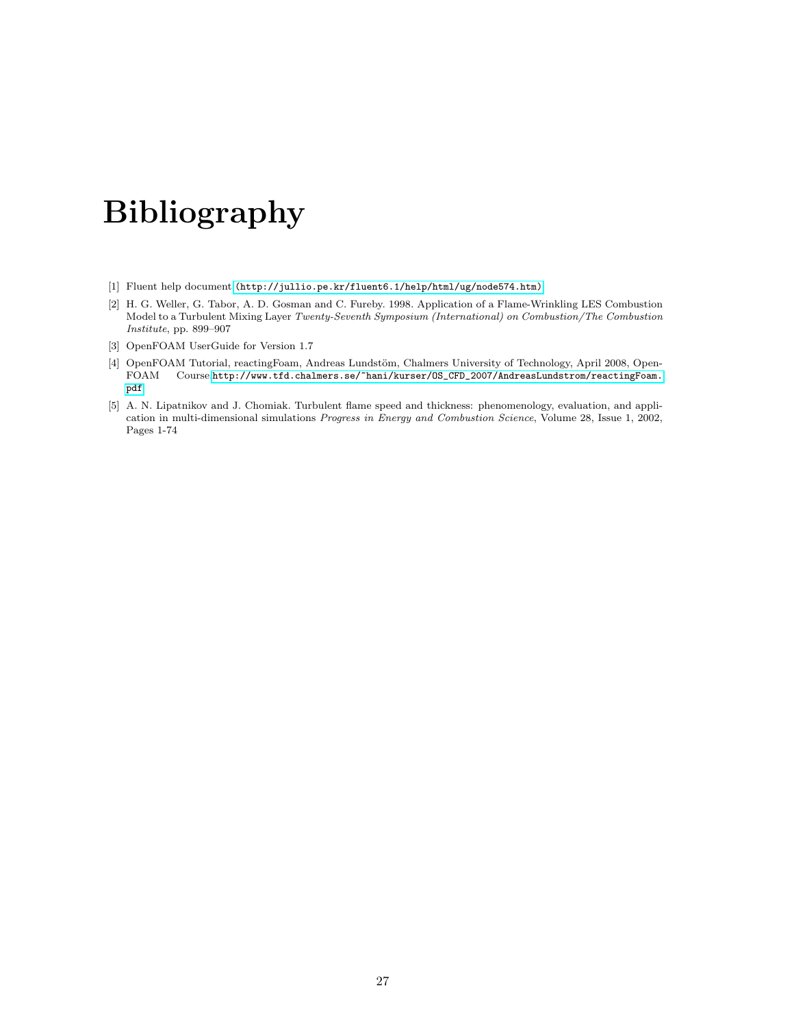# Bibliography

[1] Fluent help document (http://jullio.pe.kr/fluent6.1/help/html/ug/node574.htm)

[2] H. G. Weller, G. Tabor, A. D. Gosman and C. Fureby. 1998. Application of a Flame-Wrinkling LES Combustion Model to a Turbulent Mixing Layer *Twenty-Seventh Symposium (International) on Combustion/The Combustion Institute*, pp. 899–907

[3] OpenFOAM UserGuide for Version 1.7

[4] OpenFOAM Tutorial, reactingFoam, Andreas Lundstöm, Chalmers University of Technology, April 2008, OpenFOAM Course http://www.tfd.chalmers.se/~hani/kurser/OS_CFD_2007/AndreasLundstrom/reactingFoam.pdf

[5] A. N. Lipatnikov and J. Chomiak. Turbulent flame speed and thickness: phenomenology, evaluation, and application in multi-dimensional simulations *Progress in Energy and Combustion Science*, Volume 28, Issue 1, 2002, Pages 1-74